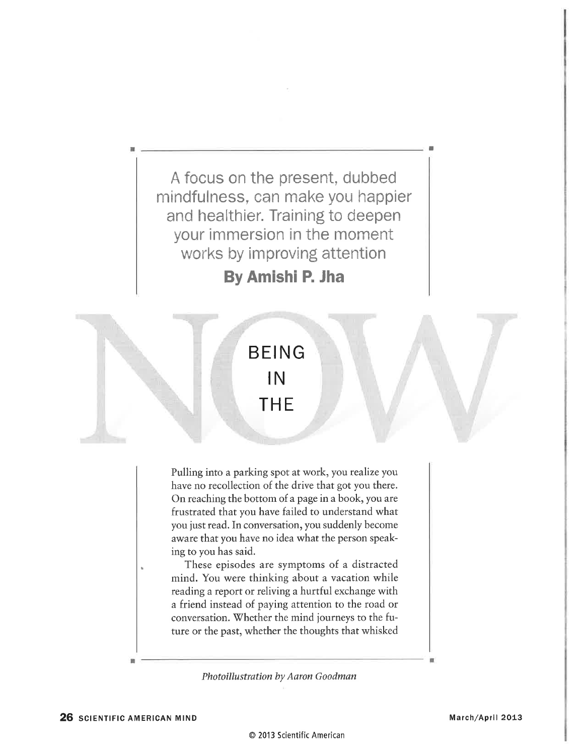# BEING IN THE NOW

A focus on the present, dubbed mindfulness, can make you happier and healthier. Training to deepen your immersion in the moment works by improving attention

**By Amishi P. Jha**

Pulling into a parking spot at work, you realize you have no recollection of the drive that got you there. On reaching the bottom of a page in a book, you are frustrated that you have failed to understand what you just read. In conversation, you suddenly become aware that you have no idea what the person speaking to you has said.

These episodes are symptoms of a distracted mind. You were thinking about a vacation while reading a report or reliving a hurtful exchange with a friend instead of paying attention to the road or conversation. Whether the mind journeys to the future or the past, whether the thoughts that whisked

*Photoillustration by Aaron Goodman*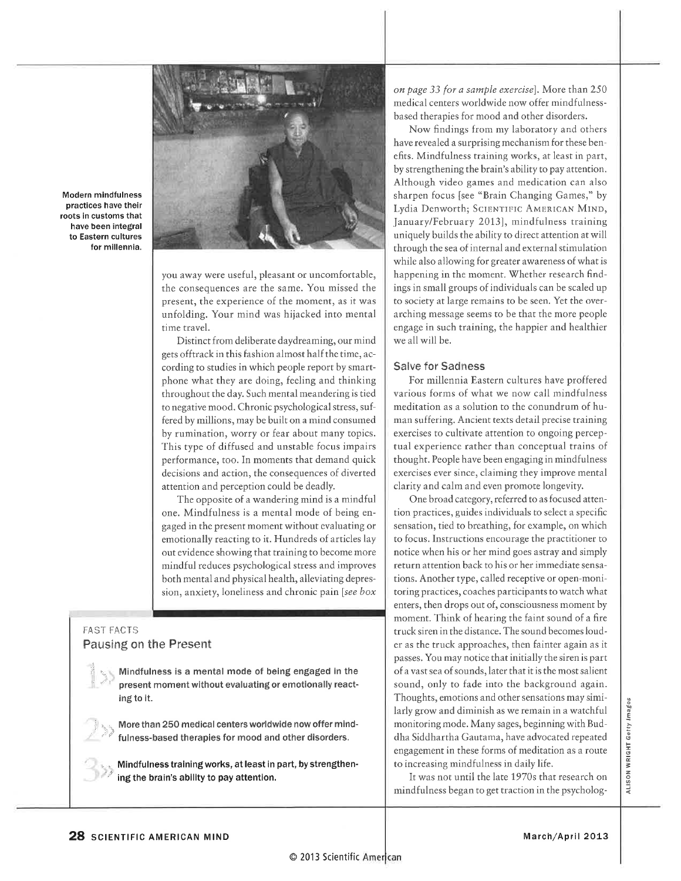Modern mindfulness practices have their roots in customs that have been integral to Eastern cultures for millennia.

you away were useful, pleasant or uncomfortable, the consequences are the same. You missed the present, the experience of the moment, as it was unfolding. Your mind was hijacked into mental time travel.

Distinct from deliberate daydreaming, our mind gets offtrack in this fashion almost half the time, according to studies in which people report by smartphone what they are doing, feeling and thinking throughout the day. Such mental meandering is tied to negative mood. Chronic psychological stress, suffered by millions, may be built on a mind consumed by rumination, worry or fear about many topics. This type of diffused and unstable focus impairs performance, too. In moments that demand quick decisions and action, the consequences of diverted attention and perception could be deadly.

The opposite of a wandering mind is a mindful one. Mindfulness is a mental mode of being engaged in the present moment without evaluating or emotionally reacting to it. Hundreds of articles lay out evidence showing that training to become more mindful reduces psychological stress and improves both mental and physical health, alleviating depression, anxiety, loneliness and chronic pain [*see box on page 33 for a sample exercise*]. More than 250 medical centers worldwide now offer mindfulness-based therapies for mood and other disorders.

Now findings from my laboratory and others have revealed a surprising mechanism for these benefits. Mindfulness training works, at least in part, by strengthening the brain's ability to pay attention. Although video games and medication can also sharpen focus [see "Brain Changing Games," by Lydia Denworth; SCIENTIFIC AMERICAN MIND, January/February 2013], mindfulness training uniquely builds the ability to direct attention at will through the sea of internal and external stimulation while also allowing for greater awareness of what is happening in the moment. Whether research findings in small groups of individuals can be scaled up to society at large remains to be seen. Yet the overarching message seems to be that the more people engage in such training, the happier and healthier we all will be.

## Salve for Sadness

For millennia Eastern cultures have proffered various forms of what we now call mindfulness meditation as a solution to the conundrum of human suffering. Ancient texts detail precise training exercises to cultivate attention to ongoing perceptual experience rather than conceptual trains of thought. People have been engaging in mindfulness exercises ever since, claiming they improve mental clarity and calm and even promote longevity.

One broad category, referred to as focused attention practices, guides individuals to select a specific sensation, tied to breathing, for example, on which to focus. Instructions encourage the practitioner to notice when his or her mind goes astray and simply return attention back to his or her immediate sensations. Another type, called receptive or open-monitoring practices, coaches participants to watch what enters, then drops out of, consciousness moment by moment. Think of hearing the faint sound of a fire truck siren in the distance. The sound becomes louder as the truck approaches, then fainter again as it passes. You may notice that initially the siren is part of a vast sea of sounds, later that it is the most salient sound, only to fade into the background again. Thoughts, emotions and other sensations may similarly grow and diminish as we remain in a watchful monitoring mode. Many sages, beginning with Buddha Siddhartha Gautama, have advocated repeated engagement in these forms of meditation as a route to increasing mindfulness in daily life.

It was not until the late 1970s that research on mindfulness began to get traction in the psycholog-

### FAST FACTS
### Pausing on the Present

1. **Mindfulness is a mental mode of being engaged in the present moment without evaluating or emotionally reacting to it.**
2. **More than 250 medical centers worldwide now offer mindfulness-based therapies for mood and other disorders.**
3. **Mindfulness training works, at least in part, by strengthening the brain's ability to pay attention.**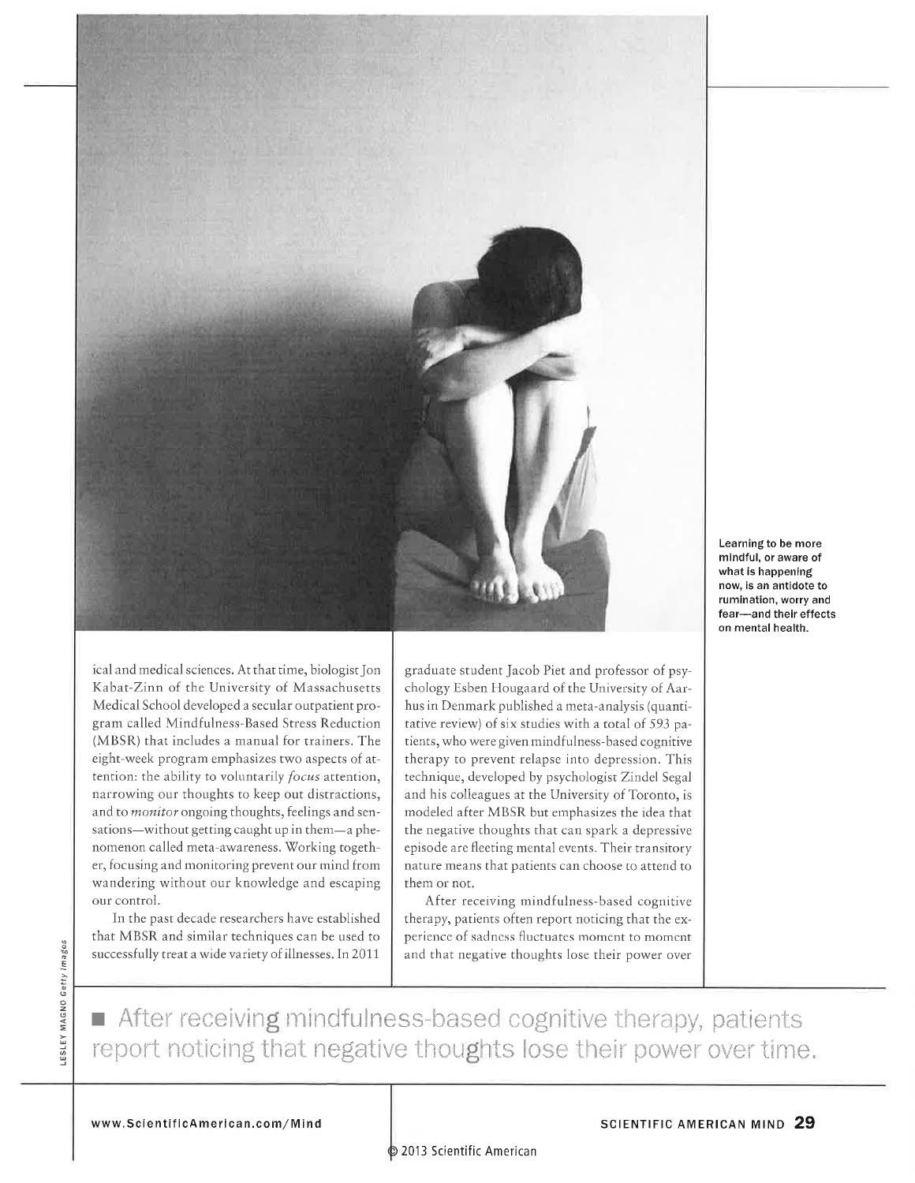Learning to be more mindful, or aware of what is happening now, is an antidote to rumination, worry and fear—and their effects on mental health.

ical and medical sciences. At that time, biologist Jon Kabat-Zinn of the University of Massachusetts Medical School developed a secular outpatient program called Mindfulness-Based Stress Reduction (MBSR) that includes a manual for trainers. The eight-week program emphasizes two aspects of attention: the ability to voluntarily *focus* attention, narrowing our thoughts to keep out distractions, and to *monitor* ongoing thoughts, feelings and sensations—without getting caught up in them—a phenomenon called meta-awareness. Working together, focusing and monitoring prevent our mind from wandering without our knowledge and escaping our control.

In the past decade researchers have established that MBSR and similar techniques can be used to successfully treat a wide variety of illnesses. In 2011 graduate student Jacob Piet and professor of psychology Esben Hougaard of the University of Aarhus in Denmark published a meta-analysis (quantitative review) of six studies with a total of 593 patients, who were given mindfulness-based cognitive therapy to prevent relapse into depression. This technique, developed by psychologist Zindel Segal and his colleagues at the University of Toronto, is modeled after MBSR but emphasizes the idea that the negative thoughts that can spark a depressive episode are fleeting mental events. Their transitory nature means that patients can choose to attend to them or not.

After receiving mindfulness-based cognitive therapy, patients often report noticing that the experience of sadness fluctuates moment to moment and that negative thoughts lose their power over

■ After receiving mindfulness-based cognitive therapy, patients report noticing that negative thoughts lose their power over time.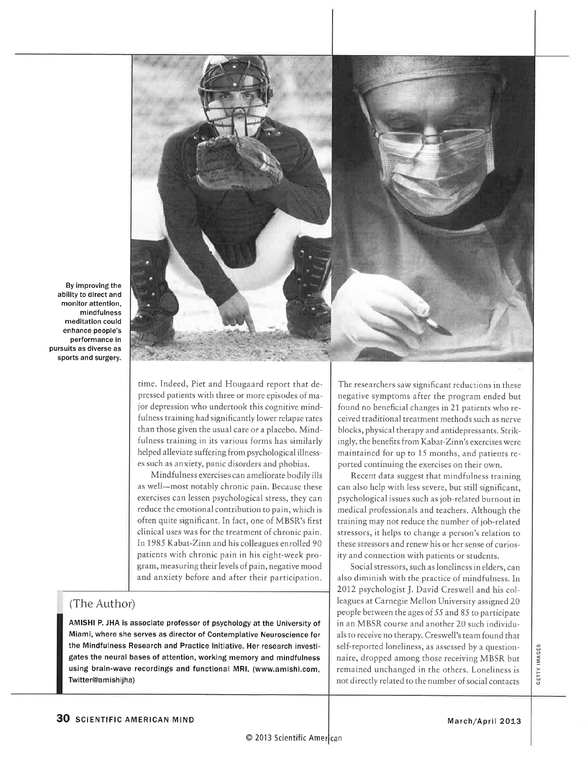By improving the ability to direct and monitor attention, mindfulness meditation could enhance people's performance in pursuits as diverse as sports and surgery.

time. Indeed, Piet and Hougaard report that depressed patients with three or more episodes of major depression who undertook this cognitive mindfulness training had significantly lower relapse rates than those given the usual care or a placebo. Mindfulness training in its various forms has similarly helped alleviate suffering from psychological illnesses such as anxiety, panic disorders and phobias.

Mindfulness exercises can ameliorate bodily ills as well—most notably chronic pain. Because these exercises can lessen psychological stress, they can reduce the emotional contribution to pain, which is often quite significant. In fact, one of MBSR's first clinical uses was for the treatment of chronic pain. In 1985 Kabat-Zinn and his colleagues enrolled 90 patients with chronic pain in his eight-week program, measuring their levels of pain, negative mood and anxiety before and after their participation. The researchers saw significant reductions in these negative symptoms after the program ended but found no beneficial changes in 21 patients who received traditional treatment methods such as nerve blocks, physical therapy and antidepressants. Strikingly, the benefits from Kabat-Zinn's exercises were maintained for up to 15 months, and patients reported continuing the exercises on their own.

Recent data suggest that mindfulness training can also help with less severe, but still significant, psychological issues such as job-related burnout in medical professionals and teachers. Although the training may not reduce the number of job-related stressors, it helps to change a person's relation to these stressors and renew his or her sense of curiosity and connection with patients or students.

Social stressors, such as loneliness in elders, can also diminish with the practice of mindfulness. In 2012 psychologist J. David Creswell and his colleagues at Carnegie Mellon University assigned 20 people between the ages of 55 and 85 to participate in an MBSR course and another 20 such individuals to receive no therapy. Creswell's team found that self-reported loneliness, as assessed by a questionnaire, dropped among those receiving MBSR but remained unchanged in the others. Loneliness is not directly related to the number of social contacts

## (The Author)

**AMISHI P. JHA is associate professor of psychology at the University of Miami, where she serves as director of Contemplative Neuroscience for the Mindfulness Research and Practice Initiative. Her research investigates the neural bases of attention, working memory and mindfulness using brain-wave recordings and functional MRI. (www.amishi.com, Twitter@amishijha)**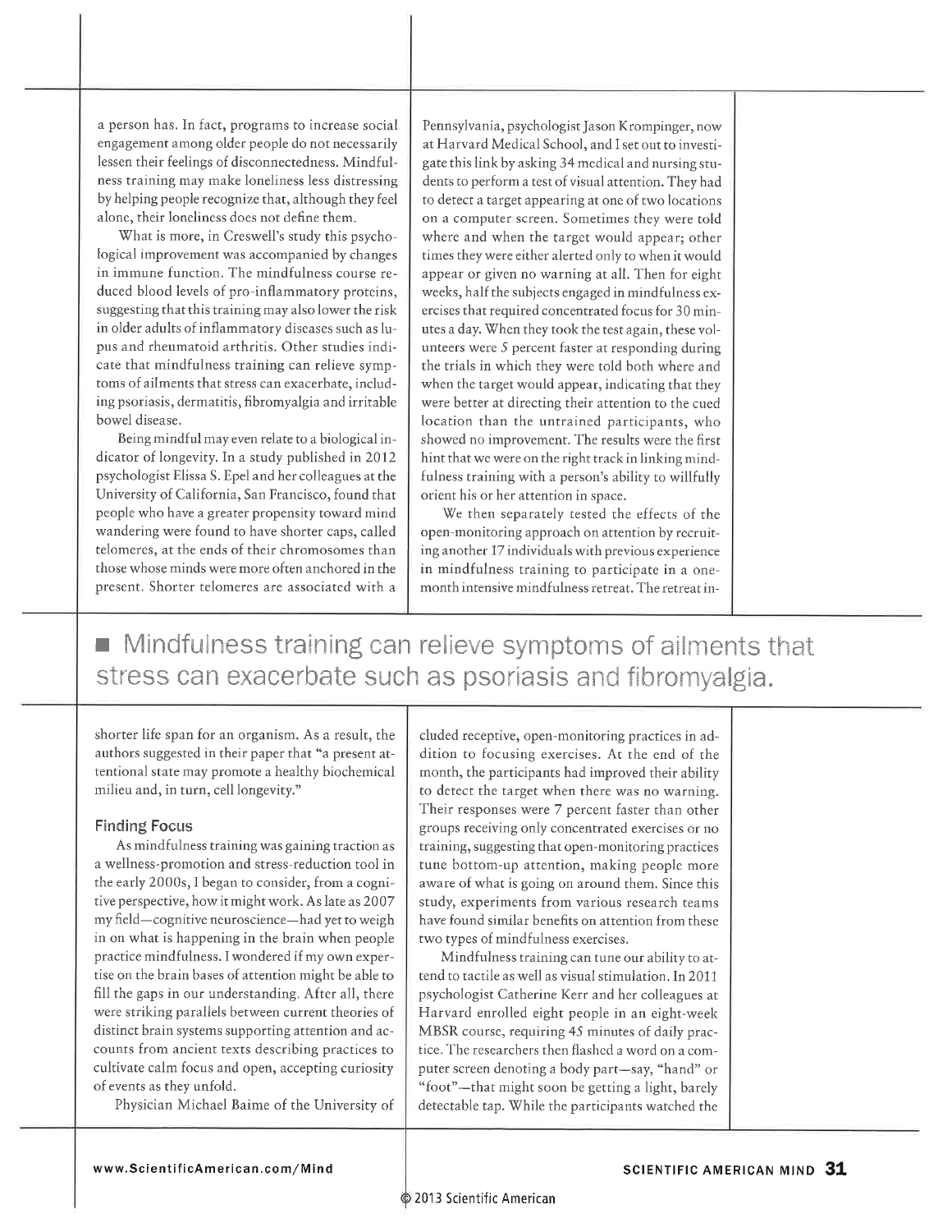a person has. In fact, programs to increase social engagement among older people do not necessarily lessen their feelings of disconnectedness. Mindfulness training may make loneliness less distressing by helping people recognize that, although they feel alone, their loneliness does not define them.

What is more, in Creswell's study this psychological improvement was accompanied by changes in immune function. The mindfulness course reduced blood levels of pro-inflammatory proteins, suggesting that this training may also lower the risk in older adults of inflammatory diseases such as lupus and rheumatoid arthritis. Other studies indicate that mindfulness training can relieve symptoms of ailments that stress can exacerbate, including psoriasis, dermatitis, fibromyalgia and irritable bowel disease.

Being mindful may even relate to a biological indicator of longevity. In a study published in 2012 psychologist Elissa S. Epel and her colleagues at the University of California, San Francisco, found that people who have a greater propensity toward mind wandering were found to have shorter caps, called telomeres, at the ends of their chromosomes than those whose minds were more often anchored in the present. Shorter telomeres are associated with a shorter life span for an organism. As a result, the authors suggested in their paper that "a present attentional state may promote a healthy biochemical milieu and, in turn, cell longevity."

> Mindfulness training can relieve symptoms of ailments that stress can exacerbate such as psoriasis and fibromyalgia.

### Finding Focus

As mindfulness training was gaining traction as a wellness-promotion and stress-reduction tool in the early 2000s, I began to consider, from a cognitive perspective, how it might work. As late as 2007 my field—cognitive neuroscience—had yet to weigh in on what is happening in the brain when people practice mindfulness. I wondered if my own expertise on the brain bases of attention might be able to fill the gaps in our understanding. After all, there were striking parallels between current theories of distinct brain systems supporting attention and accounts from ancient texts describing practices to cultivate calm focus and open, accepting curiosity of events as they unfold.

Physician Michael Baime of the University of Pennsylvania, psychologist Jason Krompinger, now at Harvard Medical School, and I set out to investigate this link by asking 34 medical and nursing students to perform a test of visual attention. They had to detect a target appearing at one of two locations on a computer screen. Sometimes they were told where and when the target would appear; other times they were either alerted only to when it would appear or given no warning at all. Then for eight weeks, half the subjects engaged in mindfulness exercises that required concentrated focus for 30 minutes a day. When they took the test again, these volunteers were 5 percent faster at responding during the trials in which they were told both where and when the target would appear, indicating that they were better at directing their attention to the cued location than the untrained participants, who showed no improvement. The results were the first hint that we were on the right track in linking mindfulness training with a person's ability to willfully orient his or her attention in space.

We then separately tested the effects of the open-monitoring approach on attention by recruiting another 17 individuals with previous experience in mindfulness training to participate in a one-month intensive mindfulness retreat. The retreat included receptive, open-monitoring practices in addition to focusing exercises. At the end of the month, the participants had improved their ability to detect the target when there was no warning. Their responses were 7 percent faster than other groups receiving only concentrated exercises or no training, suggesting that open-monitoring practices tune bottom-up attention, making people more aware of what is going on around them. Since this study, experiments from various research teams have found similar benefits on attention from these two types of mindfulness exercises.

Mindfulness training can tune our ability to attend to tactile as well as visual stimulation. In 2011 psychologist Catherine Kerr and her colleagues at Harvard enrolled eight people in an eight-week MBSR course, requiring 45 minutes of daily practice. The researchers then flashed a word on a computer screen denoting a body part—say, "hand" or "foot"—that might soon be getting a light, barely detectable tap. While the participants watched the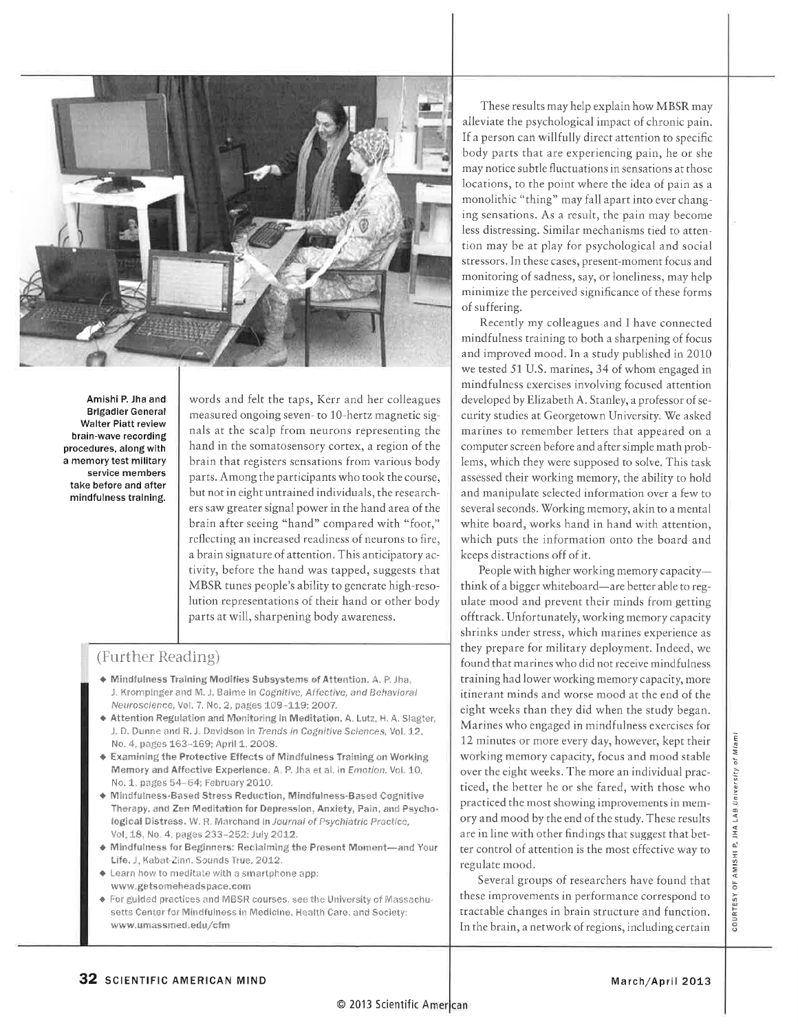Amishi P. Jha and Brigadier General Walter Piatt review brain-wave recording procedures, along with a memory test military service members take before and after mindfulness training.

COURTESY OF AMISHI P. JHA LAB *University of Miami*

words and felt the taps, Kerr and her colleagues measured ongoing seven- to 10-hertz magnetic signals at the scalp from neurons representing the hand in the somatosensory cortex, a region of the brain that registers sensations from various body parts. Among the participants who took the course, but not in eight untrained individuals, the researchers saw greater signal power in the hand area of the brain after seeing "hand" compared with "foot," reflecting an increased readiness of neurons to fire, a brain signature of attention. This anticipatory activity, before the hand was tapped, suggests that MBSR tunes people's ability to generate high-resolution representations of their hand or other body parts at will, sharpening body awareness.

These results may help explain how MBSR may alleviate the psychological impact of chronic pain. If a person can willfully direct attention to specific body parts that are experiencing pain, he or she may notice subtle fluctuations in sensations at those locations, to the point where the idea of pain as a monolithic "thing" may fall apart into ever changing sensations. As a result, the pain may become less distressing. Similar mechanisms tied to attention may be at play for psychological and social stressors. In these cases, present-moment focus and monitoring of sadness, say, or loneliness, may help minimize the perceived significance of these forms of suffering.

Recently my colleagues and I have connected mindfulness training to both a sharpening of focus and improved mood. In a study published in 2010 we tested 51 U.S. marines, 34 of whom engaged in mindfulness exercises involving focused attention developed by Elizabeth A. Stanley, a professor of security studies at Georgetown University. We asked marines to remember letters that appeared on a computer screen before and after simple math problems, which they were supposed to solve. This task assessed their working memory, the ability to hold and manipulate selected information over a few to several seconds. Working memory, akin to a mental white board, works hand in hand with attention, which puts the information onto the board and keeps distractions off of it.

People with higher working memory capacity—think of a bigger whiteboard—are better able to regulate mood and prevent their minds from getting offtrack. Unfortunately, working memory capacity shrinks under stress, which marines experience as they prepare for military deployment. Indeed, we found that marines who did not receive mindfulness training had lower working memory capacity, more itinerant minds and worse mood at the end of the eight weeks than they did when the study began. Marines who engaged in mindfulness exercises for 12 minutes or more every day, however, kept their working memory capacity, focus and mood stable over the eight weeks. The more an individual practiced, the better he or she fared, with those who practiced the most showing improvements in memory and mood by the end of the study. These results are in line with other findings that suggest that better control of attention is the most effective way to regulate mood.

Several groups of researchers have found that these improvements in performance correspond to tractable changes in brain structure and function. In the brain, a network of regions, including certain

## (Further Reading)

- **Mindfulness Training Modifies Subsystems of Attention.** A. P. Jha, J. Krompinger and M. J. Baime in *Cognitive, Affective, and Behavioral Neuroscience*, Vol. 7, No. 2, pages 109–119; 2007.
- **Attention Regulation and Monitoring in Meditation.** A. Lutz, H. A. Slagter, J. D. Dunne and R. J. Davidson in *Trends in Cognitive Sciences*, Vol. 12, No. 4, pages 163–169; April 1, 2008.
- **Examining the Protective Effects of Mindfulness Training on Working Memory and Affective Experience.** A. P. Jha et al. in *Emotion*, Vol. 10, No. 1, pages 54–64; February 2010.
- **Mindfulness-Based Stress Reduction, Mindfulness-Based Cognitive Therapy, and Zen Meditation for Depression, Anxiety, Pain, and Psychological Distress.** W. R. Marchand in *Journal of Psychiatric Practice*, Vol. 18, No. 4, pages 233–252; July 2012.
- **Mindfulness for Beginners: Reclaiming the Present Moment—and Your Life.** J. Kabat-Zinn. Sounds True, 2012.
- Learn how to meditate with a smartphone app: www.getsomeheadspace.com
- For guided practices and MBSR courses, see the University of Massachusetts Center for Mindfulness in Medicine, Health Care, and Society: www.umassmed.edu/cfm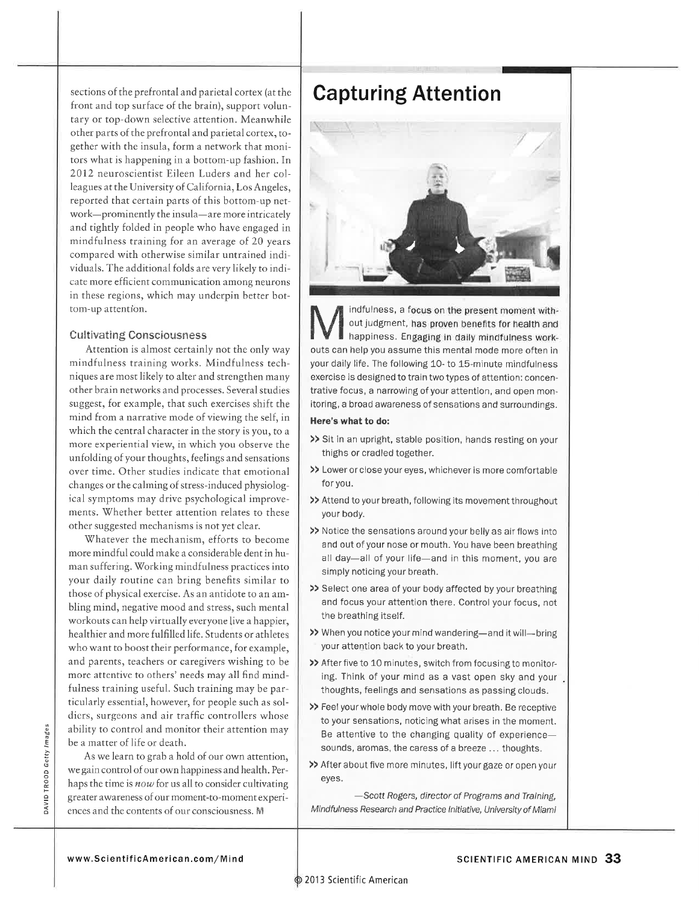sections of the prefrontal and parietal cortex (at the front and top surface of the brain), support voluntary or top-down selective attention. Meanwhile other parts of the prefrontal and parietal cortex, together with the insula, form a network that monitors what is happening in a bottom-up fashion. In 2012 neuroscientist Eileen Luders and her colleagues at the University of California, Los Angeles, reported that certain parts of this bottom-up network—prominently the insula—are more intricately and tightly folded in people who have engaged in mindfulness training for an average of 20 years compared with otherwise similar untrained individuals. The additional folds are very likely to indicate more efficient communication among neurons in these regions, which may underpin better bottom-up attention.

### Cultivating Consciousness

Attention is almost certainly not the only way mindfulness training works. Mindfulness techniques are most likely to alter and strengthen many other brain networks and processes. Several studies suggest, for example, that such exercises shift the mind from a narrative mode of viewing the self, in which the central character in the story is you, to a more experiential view, in which you observe the unfolding of your thoughts, feelings and sensations over time. Other studies indicate that emotional changes or the calming of stress-induced physiological symptoms may drive psychological improvements. Whether better attention relates to these other suggested mechanisms is not yet clear.

Whatever the mechanism, efforts to become more mindful could make a considerable dent in human suffering. Working mindfulness practices into your daily routine can bring benefits similar to those of physical exercise. As an antidote to an ambling mind, negative mood and stress, such mental workouts can help virtually everyone live a happier, healthier and more fulfilled life. Students or athletes who want to boost their performance, for example, and parents, teachers or caregivers wishing to be more attentive to others' needs may all find mindfulness training useful. Such training may be particularly essential, however, for people such as soldiers, surgeons and air traffic controllers whose ability to control and monitor their attention may be a matter of life or death.

As we learn to grab a hold of our own attention, we gain control of our own happiness and health. Perhaps the time is *now* for us all to consider cultivating greater awareness of our moment-to-moment experiences and the contents of our consciousness. M

## Capturing Attention

Mindfulness, a focus on the present moment without judgment, has proven benefits for health and happiness. Engaging in daily mindfulness workouts can help you assume this mental mode more often in your daily life. The following 10- to 15-minute mindfulness exercise is designed to train two types of attention: concentrative focus, a narrowing of your attention, and open monitoring, a broad awareness of sensations and surroundings.

**Here's what to do:**

- Sit in an upright, stable position, hands resting on your thighs or cradled together.
- Lower or close your eyes, whichever is more comfortable for you.
- Attend to your breath, following its movement throughout your body.
- Notice the sensations around your belly as air flows into and out of your nose or mouth. You have been breathing all day—all of your life—and in this moment, you are simply noticing your breath.
- Select one area of your body affected by your breathing and focus your attention there. Control your focus, not the breathing itself.
- When you notice your mind wandering—and it will—bring your attention back to your breath.
- After five to 10 minutes, switch from focusing to monitoring. Think of your mind as a vast open sky and your thoughts, feelings and sensations as passing clouds.
- Feel your whole body move with your breath. Be receptive to your sensations, noticing what arises in the moment. Be attentive to the changing quality of experience—sounds, aromas, the caress of a breeze ... thoughts.
- After about five more minutes, lift your gaze or open your eyes.

*—Scott Rogers, director of Programs and Training, Mindfulness Research and Practice Initiative, University of Miami*

DAVID TROOD *Getty Images*

© 2013 Scientific American